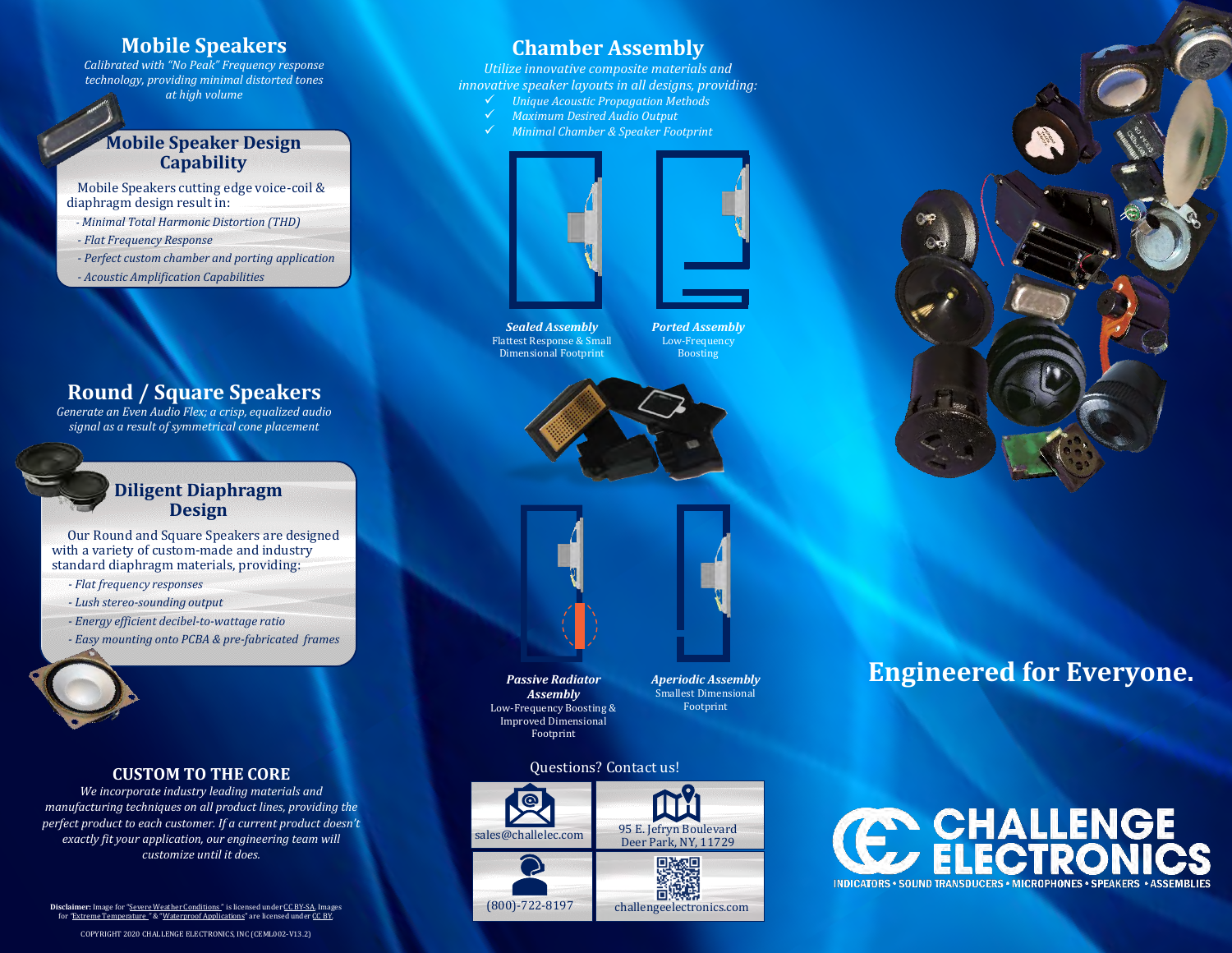# Mobile Speakers

*Calibrated with "No Peak" Frequency response technology, providing minimal distorted tones at high volume*

## Mobile Speaker Design Capability

Mobile Speakers cutting edge voice-coil & diaphragm design result in:

- *Minimal Total Harmonic Distortion (THD)*
- *Flat Frequency Response*
- *Perfect custom chamber and porting application*
- *Acoustic Amplification Capabilities*

# Round / Square Speakers

*Generate an Even Audio Flex; a crisp, equalized audio signal as a result of symmetrical cone placement*

## Diligent Diaphragm Design

Our Round and Square Speakers are designed with a variety of custom-made and industry standard diaphragm materials, providing:

- *Flat frequency responses*
- *Lush stereo-sounding output*
- *Energy efficient decibel-to-wattage ratio*
- *Easy mounting onto PCBA & pre-fabricated frames*

## CUSTOM TO THE CORE

*We incorporate industry leading materials and manufacturing techniques on all product lines, providing the perfect product to each customer. If a current product doesn't exactly fit your application, our engineering team will customize until it does.*

**Disclaimer:** Image for "Severe Weather Conditions" is licensed under CC BY-SA. Images for "Extreme Temperature" & "Waterproof Applications" are licensed under CC BY.

COPYRIGHT 2020 CHALLENGE ELECTRONICS, INC (CEML002-V13.2)

# Chamber Assembly

*Utilize innovative composite materials and innovative speaker layouts in all designs, providing:*

- ✓ *Unique Acoustic Propagation Methods*
- ✓ *Maximum Desired Audio Output*
- ✓ *Minimal Chamber & Speaker Footprint*

***Sealed Assembly***
Flattest Response & Small Dimensional Footprint

***Ported Assembly***
Low-Frequency Boosting

***Passive Radiator Assembly***
Low-Frequency Boosting & Improved Dimensional Footprint

***Aperiodic Assembly***
Smallest Dimensional Footprint

Questions? Contact us!

| | |
|---|---|
| sales@challelec.com | 95 E. Jefryn Boulevard Deer Park, NY, 11729 |
| (800)-722-8197 | challengeelectronics.com |

# Engineered for Everyone.

CHALLENGE ELECTRONICS

INDICATORS • SOUND TRANSDUCERS • MICROPHONES • SPEAKERS • ASSEMBLIES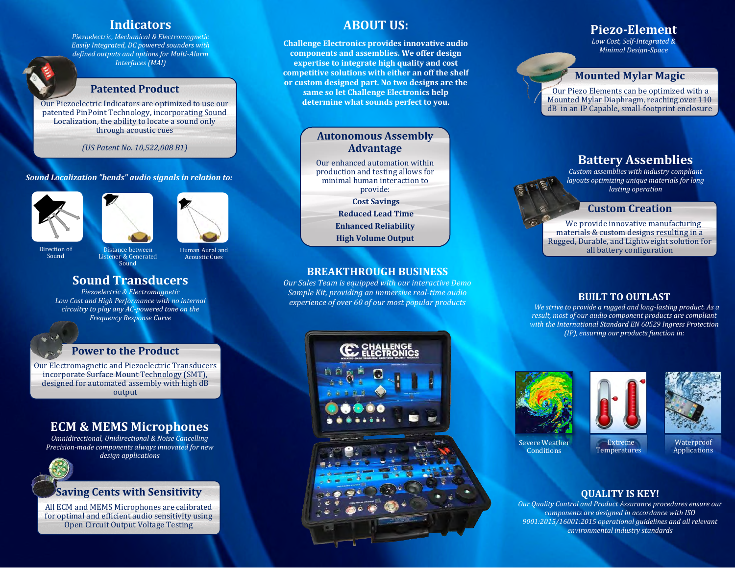## Indicators

*Piezoelectric, Mechanical & Electromagnetic Easily Integrated, DC powered sounders with defined outputs and options for Multi-Alarm Interfaces (MAI)*

### Patented Product

Our Piezoelectric Indicators are optimized to use our patented PinPoint Technology, incorporating Sound Localization, the ability to locate a sound only through acoustic cues

*(US Patent No. 10,522,008 B1)*

***Sound Localization "bends" audio signals in relation to:***

Direction of Sound

Distance between Listener & Generated Sound

Human Aural and Acoustic Cues

## Sound Transducers

*Piezoelectric & Electromagnetic Low Cost and High Performance with no internal circuitry to play any AC-powered tone on the Frequency Response Curve*

### Power to the Product

Our Electromagnetic and Piezoelectric Transducers incorporate Surface Mount Technology (SMT), designed for automated assembly with high dB output

## ECM & MEMS Microphones

*Omnidirectional, Unidirectional & Noise Cancelling Precision-made components always innovated for new design applications*

### Saving Cents with Sensitivity

All ECM and MEMS Microphones are calibrated for optimal and efficient audio sensitivity using Open Circuit Output Voltage Testing

## ABOUT US:

**Challenge Electronics provides innovative audio components and assemblies. We offer design expertise to integrate high quality and cost competitive solutions with either an off the shelf or custom designed part. No two designs are the same so let Challenge Electronics help determine what sounds perfect to you.**

### Autonomous Assembly Advantage

Our enhanced automation within production and testing allows for minimal human interaction to provide:

**Cost Savings**

**Reduced Lead Time**

**Enhanced Reliability**

**High Volume Output**

## BREAKTHROUGH BUSINESS

*Our Sales Team is equipped with our interactive Demo Sample Kit, providing an immersive real-time audio experience of over 60 of our most popular products*

## Piezo-Element

*Low Cost, Self-Integrated & Minimal Design-Space*

### Mounted Mylar Magic

Our Piezo Elements can be optimized with a Mounted Mylar Diaphragm, reaching over 110 dB in an IP Capable, small-footprint enclosure

## Battery Assemblies

*Custom assemblies with industry compliant layouts optimizing unique materials for long lasting operation*

### Custom Creation

We provide innovative manufacturing materials & custom designs resulting in a Rugged, Durable, and Lightweight solution for all battery configuration

## BUILT TO OUTLAST

*We strive to provide a rugged and long-lasting product. As a result, most of our audio component products are compliant with the International Standard EN 60529 Ingress Protection (IP), ensuring our products function in:*

Severe Weather Conditions

Extreme Temperatures

Waterproof Applications

## QUALITY IS KEY!

*Our Quality Control and Product Assurance procedures ensure our components are designed in accordance with ISO 9001:2015/16001:2015 operational guidelines and all relevant environmental industry standards*